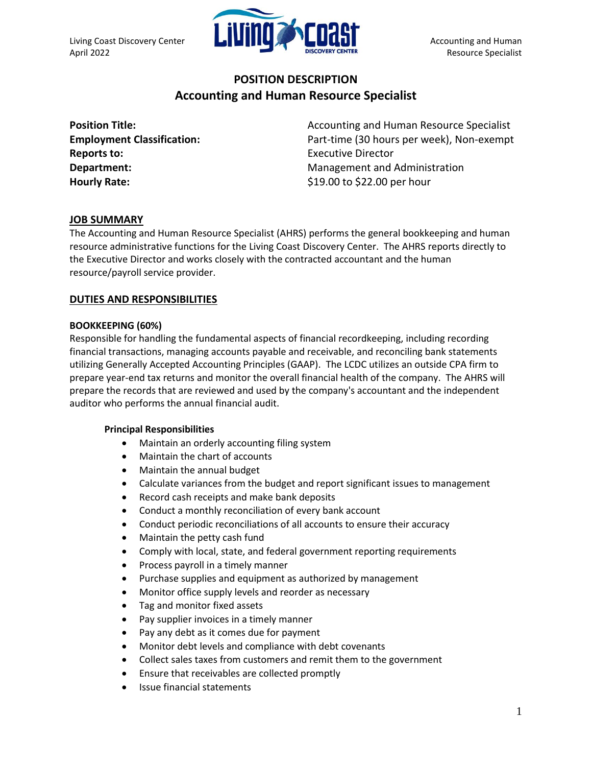# POSITION DESCRIPTION

## Accounting and Human Resource Specialist

| | |
|---|---|
| **Position Title:** | Accounting and Human Resource Specialist |
| **Employment Classification:** | Part-time (30 hours per week), Non-exempt |
| **Reports to:** | Executive Director |
| **Department:** | Management and Administration |
| **Hourly Rate:** | $19.00 to $22.00 per hour |

## JOB SUMMARY

The Accounting and Human Resource Specialist (AHRS) performs the general bookkeeping and human resource administrative functions for the Living Coast Discovery Center. The AHRS reports directly to the Executive Director and works closely with the contracted accountant and the human resource/payroll service provider.

## DUTIES AND RESPONSIBILITIES

### BOOKKEEPING (60%)

Responsible for handling the fundamental aspects of financial recordkeeping, including recording financial transactions, managing accounts payable and receivable, and reconciling bank statements utilizing Generally Accepted Accounting Principles (GAAP). The LCDC utilizes an outside CPA firm to prepare year-end tax returns and monitor the overall financial health of the company. The AHRS will prepare the records that are reviewed and used by the company's accountant and the independent auditor who performs the annual financial audit.

**Principal Responsibilities**

- Maintain an orderly accounting filing system
- Maintain the chart of accounts
- Maintain the annual budget
- Calculate variances from the budget and report significant issues to management
- Record cash receipts and make bank deposits
- Conduct a monthly reconciliation of every bank account
- Conduct periodic reconciliations of all accounts to ensure their accuracy
- Maintain the petty cash fund
- Comply with local, state, and federal government reporting requirements
- Process payroll in a timely manner
- Purchase supplies and equipment as authorized by management
- Monitor office supply levels and reorder as necessary
- Tag and monitor fixed assets
- Pay supplier invoices in a timely manner
- Pay any debt as it comes due for payment
- Monitor debt levels and compliance with debt covenants
- Collect sales taxes from customers and remit them to the government
- Ensure that receivables are collected promptly
- Issue financial statements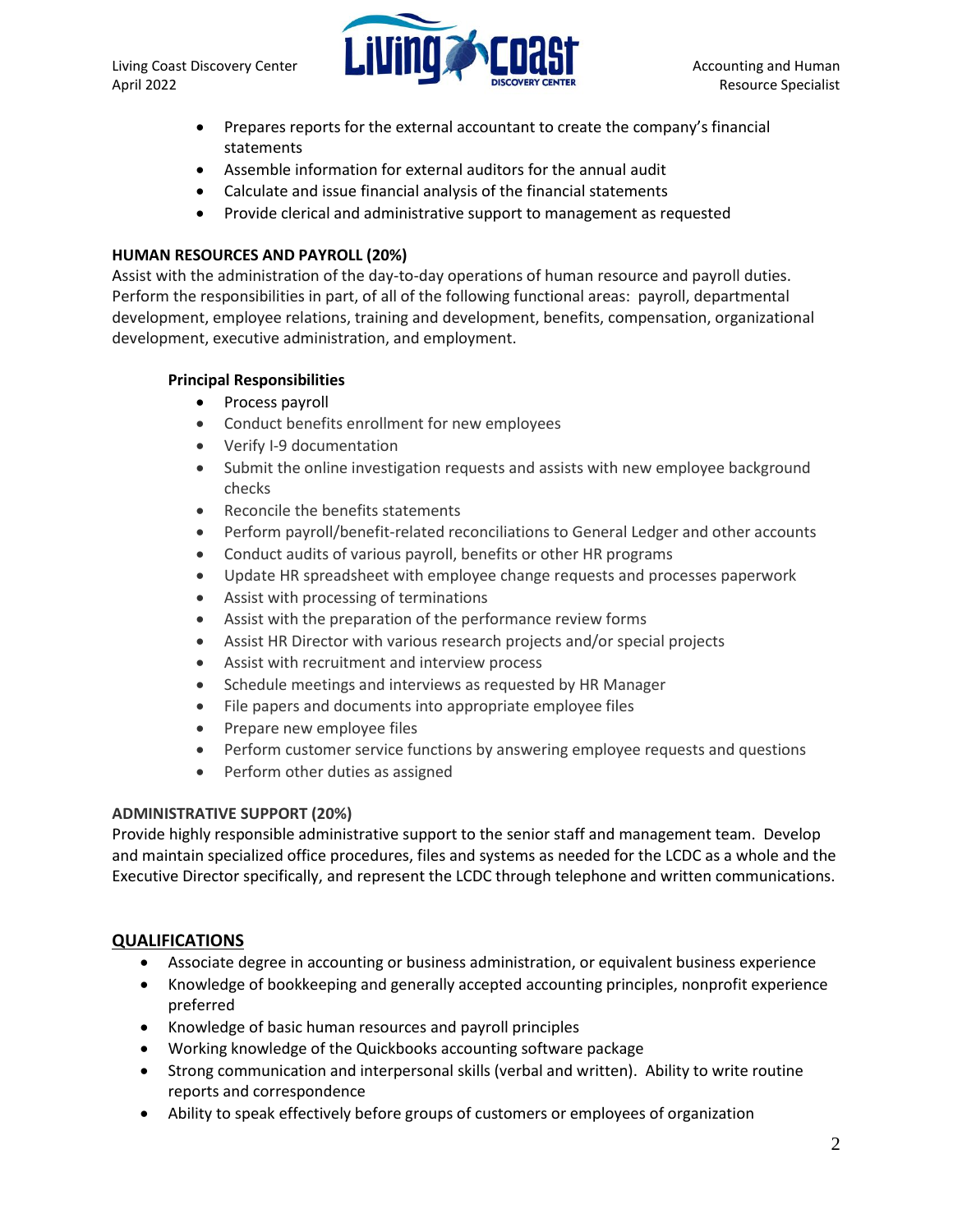- Prepares reports for the external accountant to create the company's financial statements
- Assemble information for external auditors for the annual audit
- Calculate and issue financial analysis of the financial statements
- Provide clerical and administrative support to management as requested

**HUMAN RESOURCES AND PAYROLL (20%)**

Assist with the administration of the day-to-day operations of human resource and payroll duties. Perform the responsibilities in part, of all of the following functional areas: payroll, departmental development, employee relations, training and development, benefits, compensation, organizational development, executive administration, and employment.

**Principal Responsibilities**

- Process payroll
- Conduct benefits enrollment for new employees
- Verify I-9 documentation
- Submit the online investigation requests and assists with new employee background checks
- Reconcile the benefits statements
- Perform payroll/benefit-related reconciliations to General Ledger and other accounts
- Conduct audits of various payroll, benefits or other HR programs
- Update HR spreadsheet with employee change requests and processes paperwork
- Assist with processing of terminations
- Assist with the preparation of the performance review forms
- Assist HR Director with various research projects and/or special projects
- Assist with recruitment and interview process
- Schedule meetings and interviews as requested by HR Manager
- File papers and documents into appropriate employee files
- Prepare new employee files
- Perform customer service functions by answering employee requests and questions
- Perform other duties as assigned

**ADMINISTRATIVE SUPPORT (20%)**

Provide highly responsible administrative support to the senior staff and management team. Develop and maintain specialized office procedures, files and systems as needed for the LCDC as a whole and the Executive Director specifically, and represent the LCDC through telephone and written communications.

## QUALIFICATIONS

- Associate degree in accounting or business administration, or equivalent business experience
- Knowledge of bookkeeping and generally accepted accounting principles, nonprofit experience preferred
- Knowledge of basic human resources and payroll principles
- Working knowledge of the Quickbooks accounting software package
- Strong communication and interpersonal skills (verbal and written). Ability to write routine reports and correspondence
- Ability to speak effectively before groups of customers or employees of organization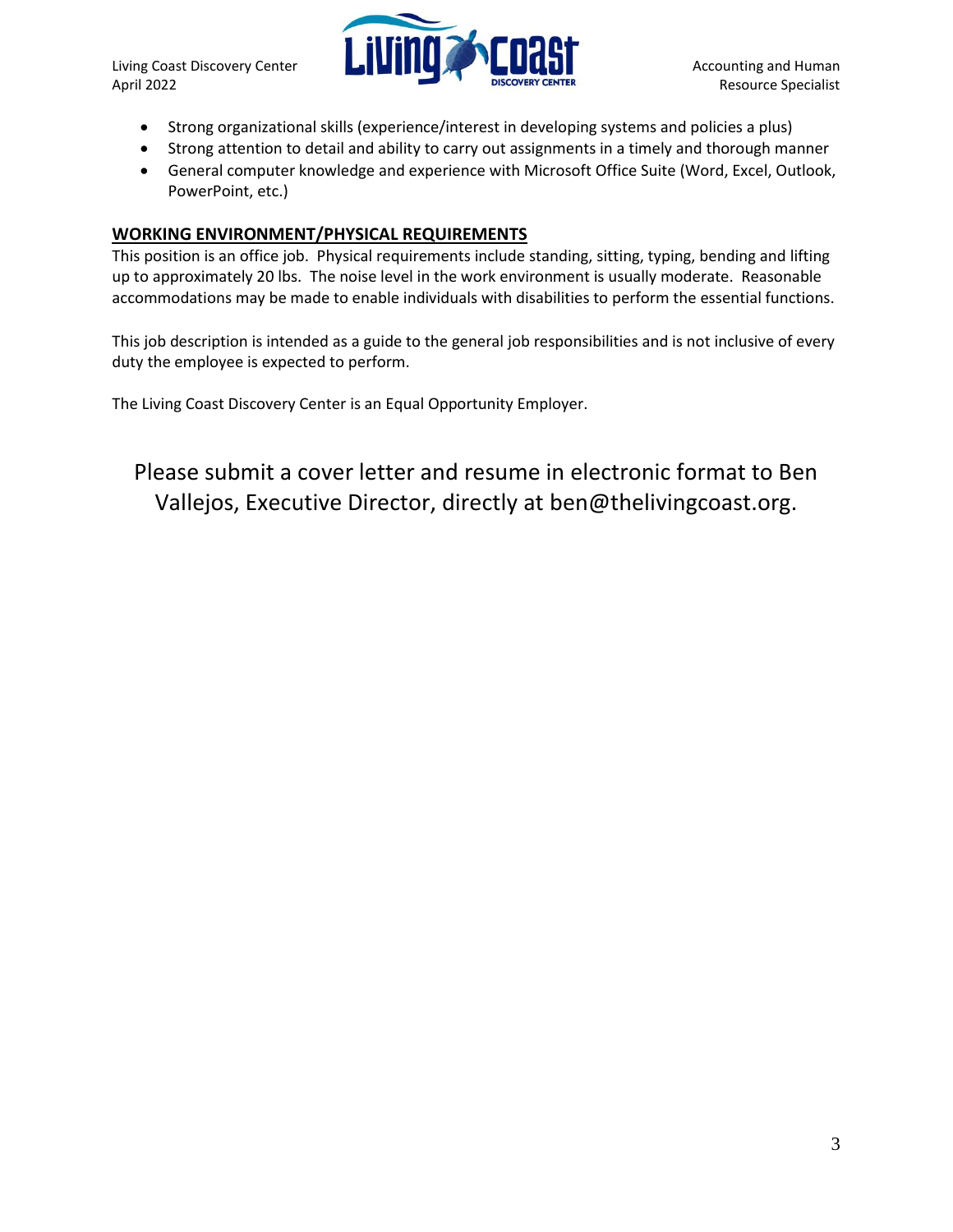- Strong organizational skills (experience/interest in developing systems and policies a plus)
- Strong attention to detail and ability to carry out assignments in a timely and thorough manner
- General computer knowledge and experience with Microsoft Office Suite (Word, Excel, Outlook, PowerPoint, etc.)

## WORKING ENVIRONMENT/PHYSICAL REQUIREMENTS

This position is an office job. Physical requirements include standing, sitting, typing, bending and lifting up to approximately 20 lbs. The noise level in the work environment is usually moderate. Reasonable accommodations may be made to enable individuals with disabilities to perform the essential functions.

This job description is intended as a guide to the general job responsibilities and is not inclusive of every duty the employee is expected to perform.

The Living Coast Discovery Center is an Equal Opportunity Employer.

Please submit a cover letter and resume in electronic format to Ben Vallejos, Executive Director, directly at ben@thelivingcoast.org.